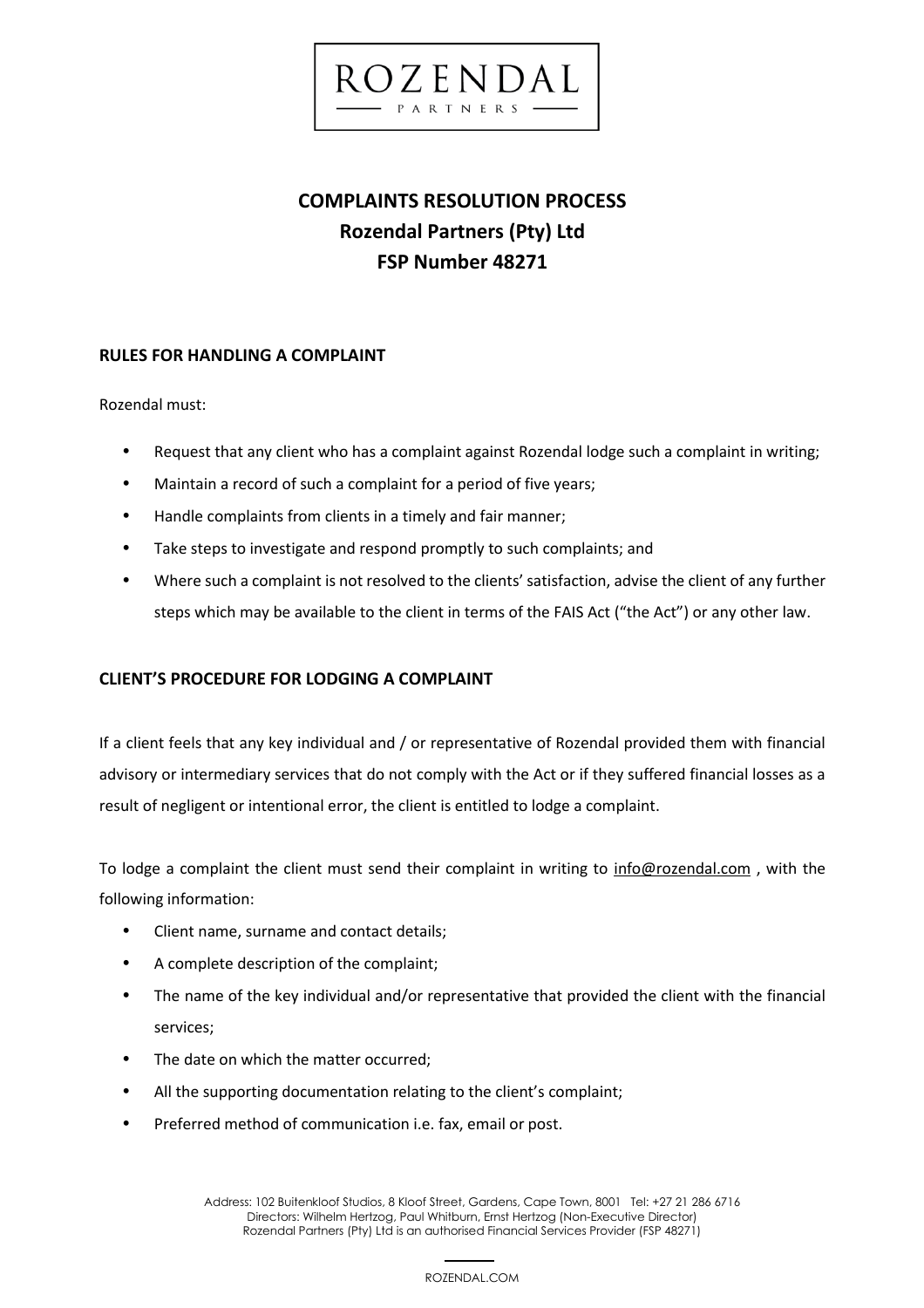ROZENDAL
PARTNERS

# COMPLAINTS RESOLUTION PROCESS
# Rozendal Partners (Pty) Ltd
# FSP Number 48271

## RULES FOR HANDLING A COMPLAINT

Rozendal must:

- Request that any client who has a complaint against Rozendal lodge such a complaint in writing;
- Maintain a record of such a complaint for a period of five years;
- Handle complaints from clients in a timely and fair manner;
- Take steps to investigate and respond promptly to such complaints; and
- Where such a complaint is not resolved to the clients' satisfaction, advise the client of any further steps which may be available to the client in terms of the FAIS Act ("the Act") or any other law.

## CLIENT'S PROCEDURE FOR LODGING A COMPLAINT

If a client feels that any key individual and / or representative of Rozendal provided them with financial advisory or intermediary services that do not comply with the Act or if they suffered financial losses as a result of negligent or intentional error, the client is entitled to lodge a complaint.

To lodge a complaint the client must send their complaint in writing to info@rozendal.com , with the following information:

- Client name, surname and contact details;
- A complete description of the complaint;
- The name of the key individual and/or representative that provided the client with the financial services;
- The date on which the matter occurred;
- All the supporting documentation relating to the client's complaint;
- Preferred method of communication i.e. fax, email or post.

Address: 102 Buitenkloof Studios, 8 Kloof Street, Gardens, Cape Town, 8001 Tel: +27 21 286 6716
Directors: Wilhelm Hertzog, Paul Whitburn, Ernst Hertzog (Non-Executive Director)
Rozendal Partners (Pty) Ltd is an authorised Financial Services Provider (FSP 48271)

ROZENDAL.COM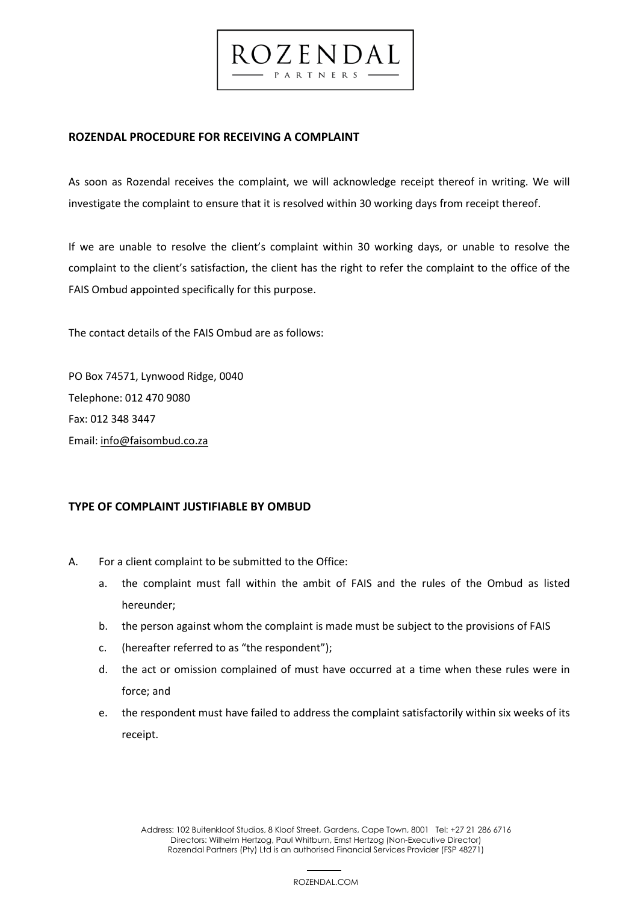## ROZENDAL PROCEDURE FOR RECEIVING A COMPLAINT

As soon as Rozendal receives the complaint, we will acknowledge receipt thereof in writing. We will investigate the complaint to ensure that it is resolved within 30 working days from receipt thereof.

If we are unable to resolve the client's complaint within 30 working days, or unable to resolve the complaint to the client's satisfaction, the client has the right to refer the complaint to the office of the FAIS Ombud appointed specifically for this purpose.

The contact details of the FAIS Ombud are as follows:

PO Box 74571, Lynwood Ridge, 0040
Telephone: 012 470 9080
Fax: 012 348 3447
Email: info@faisombud.co.za

## TYPE OF COMPLAINT JUSTIFIABLE BY OMBUD

A. For a client complaint to be submitted to the Office:
   a. the complaint must fall within the ambit of FAIS and the rules of the Ombud as listed hereunder;
   b. the person against whom the complaint is made must be subject to the provisions of FAIS
   c. (hereafter referred to as "the respondent");
   d. the act or omission complained of must have occurred at a time when these rules were in force; and
   e. the respondent must have failed to address the complaint satisfactorily within six weeks of its receipt.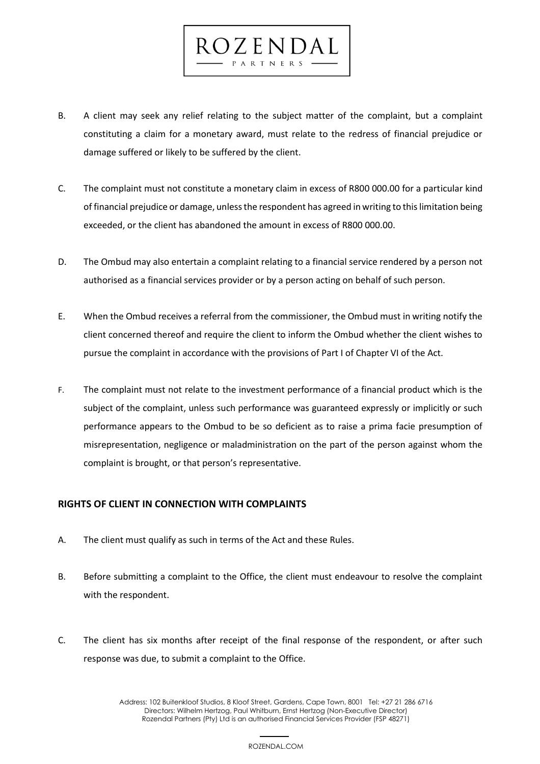B. A client may seek any relief relating to the subject matter of the complaint, but a complaint constituting a claim for a monetary award, must relate to the redress of financial prejudice or damage suffered or likely to be suffered by the client.

C. The complaint must not constitute a monetary claim in excess of R800 000.00 for a particular kind of financial prejudice or damage, unless the respondent has agreed in writing to this limitation being exceeded, or the client has abandoned the amount in excess of R800 000.00.

D. The Ombud may also entertain a complaint relating to a financial service rendered by a person not authorised as a financial services provider or by a person acting on behalf of such person.

E. When the Ombud receives a referral from the commissioner, the Ombud must in writing notify the client concerned thereof and require the client to inform the Ombud whether the client wishes to pursue the complaint in accordance with the provisions of Part I of Chapter VI of the Act.

F. The complaint must not relate to the investment performance of a financial product which is the subject of the complaint, unless such performance was guaranteed expressly or implicitly or such performance appears to the Ombud to be so deficient as to raise a prima facie presumption of misrepresentation, negligence or maladministration on the part of the person against whom the complaint is brought, or that person's representative.

## RIGHTS OF CLIENT IN CONNECTION WITH COMPLAINTS

A. The client must qualify as such in terms of the Act and these Rules.

B. Before submitting a complaint to the Office, the client must endeavour to resolve the complaint with the respondent.

C. The client has six months after receipt of the final response of the respondent, or after such response was due, to submit a complaint to the Office.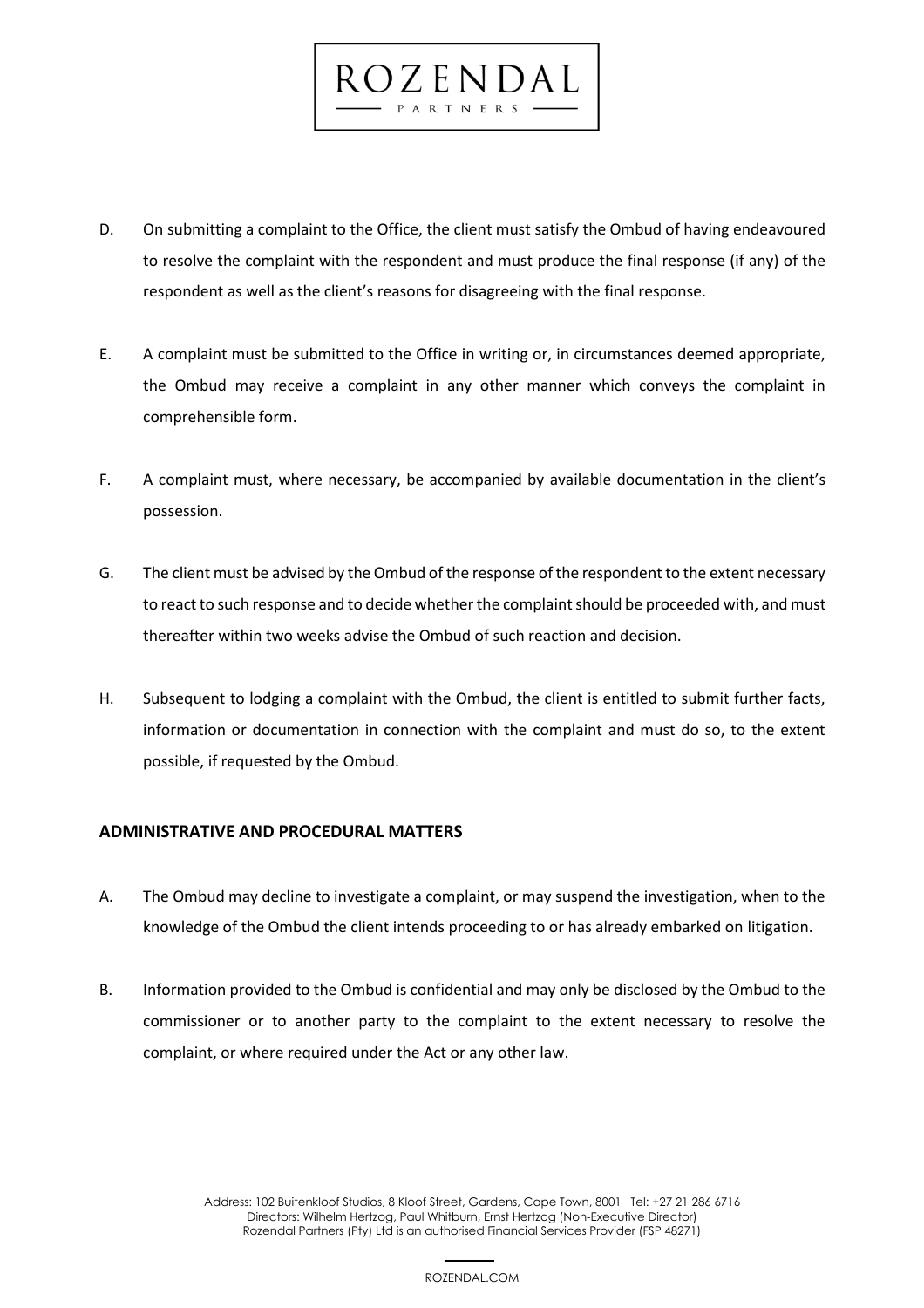D. On submitting a complaint to the Office, the client must satisfy the Ombud of having endeavoured to resolve the complaint with the respondent and must produce the final response (if any) of the respondent as well as the client's reasons for disagreeing with the final response.

E. A complaint must be submitted to the Office in writing or, in circumstances deemed appropriate, the Ombud may receive a complaint in any other manner which conveys the complaint in comprehensible form.

F. A complaint must, where necessary, be accompanied by available documentation in the client's possession.

G. The client must be advised by the Ombud of the response of the respondent to the extent necessary to react to such response and to decide whether the complaint should be proceeded with, and must thereafter within two weeks advise the Ombud of such reaction and decision.

H. Subsequent to lodging a complaint with the Ombud, the client is entitled to submit further facts, information or documentation in connection with the complaint and must do so, to the extent possible, if requested by the Ombud.

## ADMINISTRATIVE AND PROCEDURAL MATTERS

A. The Ombud may decline to investigate a complaint, or may suspend the investigation, when to the knowledge of the Ombud the client intends proceeding to or has already embarked on litigation.

B. Information provided to the Ombud is confidential and may only be disclosed by the Ombud to the commissioner or to another party to the complaint to the extent necessary to resolve the complaint, or where required under the Act or any other law.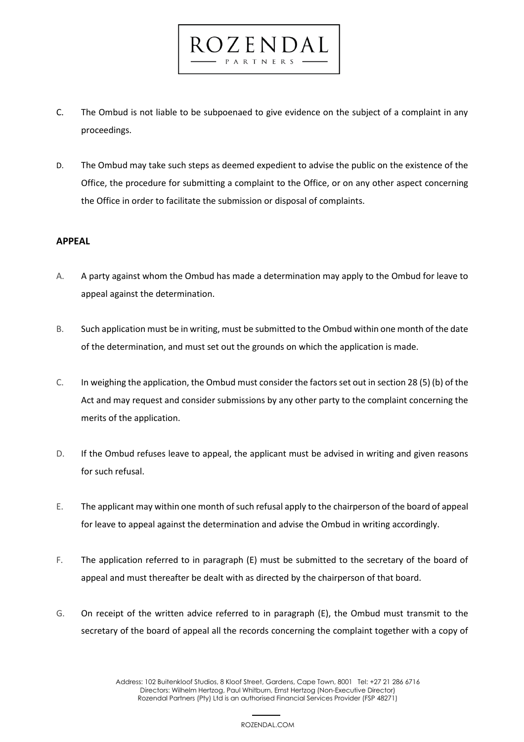C. The Ombud is not liable to be subpoenaed to give evidence on the subject of a complaint in any proceedings.

D. The Ombud may take such steps as deemed expedient to advise the public on the existence of the Office, the procedure for submitting a complaint to the Office, or on any other aspect concerning the Office in order to facilitate the submission or disposal of complaints.

**APPEAL**

A. A party against whom the Ombud has made a determination may apply to the Ombud for leave to appeal against the determination.

B. Such application must be in writing, must be submitted to the Ombud within one month of the date of the determination, and must set out the grounds on which the application is made.

C. In weighing the application, the Ombud must consider the factors set out in section 28 (5) (b) of the Act and may request and consider submissions by any other party to the complaint concerning the merits of the application.

D. If the Ombud refuses leave to appeal, the applicant must be advised in writing and given reasons for such refusal.

E. The applicant may within one month of such refusal apply to the chairperson of the board of appeal for leave to appeal against the determination and advise the Ombud in writing accordingly.

F. The application referred to in paragraph (E) must be submitted to the secretary of the board of appeal and must thereafter be dealt with as directed by the chairperson of that board.

G. On receipt of the written advice referred to in paragraph (E), the Ombud must transmit to the secretary of the board of appeal all the records concerning the complaint together with a copy of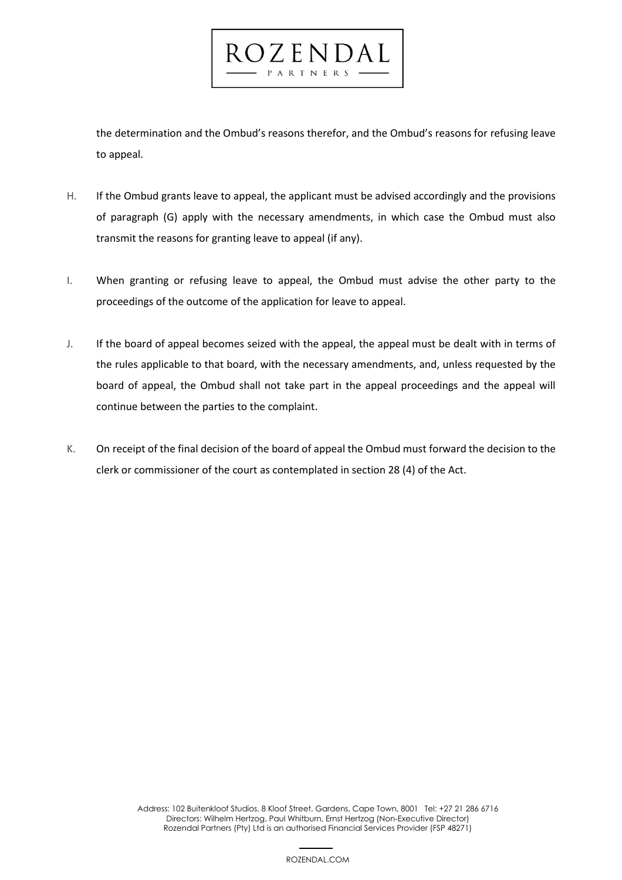the determination and the Ombud's reasons therefor, and the Ombud's reasons for refusing leave to appeal.

H. If the Ombud grants leave to appeal, the applicant must be advised accordingly and the provisions of paragraph (G) apply with the necessary amendments, in which case the Ombud must also transmit the reasons for granting leave to appeal (if any).

I. When granting or refusing leave to appeal, the Ombud must advise the other party to the proceedings of the outcome of the application for leave to appeal.

J. If the board of appeal becomes seized with the appeal, the appeal must be dealt with in terms of the rules applicable to that board, with the necessary amendments, and, unless requested by the board of appeal, the Ombud shall not take part in the appeal proceedings and the appeal will continue between the parties to the complaint.

K. On receipt of the final decision of the board of appeal the Ombud must forward the decision to the clerk or commissioner of the court as contemplated in section 28 (4) of the Act.